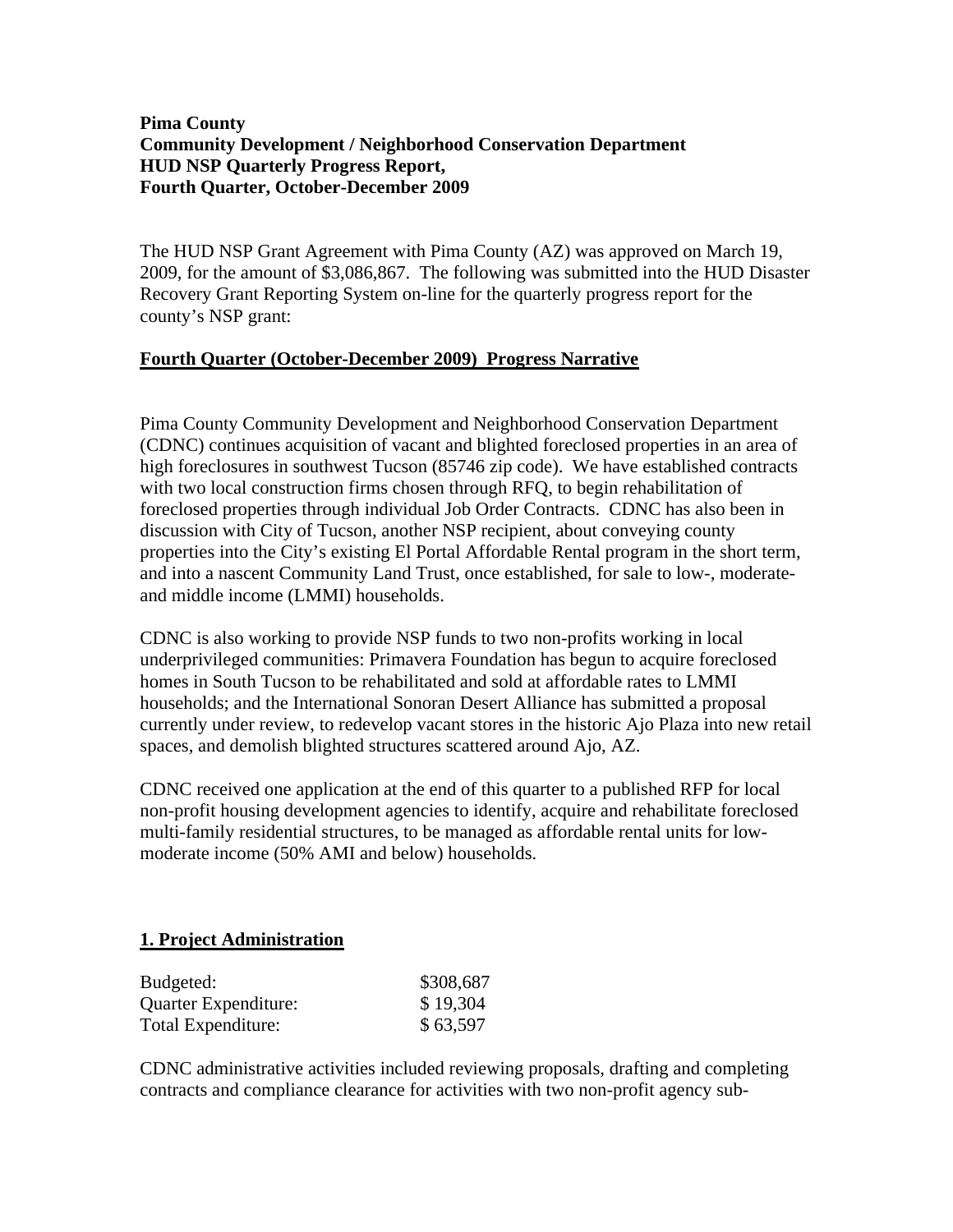**Pima County**
**Community Development / Neighborhood Conservation Department**
**HUD NSP Quarterly Progress Report,**
**Fourth Quarter, October-December 2009**

The HUD NSP Grant Agreement with Pima County (AZ) was approved on March 19, 2009, for the amount of $3,086,867. The following was submitted into the HUD Disaster Recovery Grant Reporting System on-line for the quarterly progress report for the county's NSP grant:

## Fourth Quarter (October-December 2009) Progress Narrative

Pima County Community Development and Neighborhood Conservation Department (CDNC) continues acquisition of vacant and blighted foreclosed properties in an area of high foreclosures in southwest Tucson (85746 zip code). We have established contracts with two local construction firms chosen through RFQ, to begin rehabilitation of foreclosed properties through individual Job Order Contracts. CDNC has also been in discussion with City of Tucson, another NSP recipient, about conveying county properties into the City's existing El Portal Affordable Rental program in the short term, and into a nascent Community Land Trust, once established, for sale to low-, moderate- and middle income (LMMI) households.

CDNC is also working to provide NSP funds to two non-profits working in local underprivileged communities: Primavera Foundation has begun to acquire foreclosed homes in South Tucson to be rehabilitated and sold at affordable rates to LMMI households; and the International Sonoran Desert Alliance has submitted a proposal currently under review, to redevelop vacant stores in the historic Ajo Plaza into new retail spaces, and demolish blighted structures scattered around Ajo, AZ.

CDNC received one application at the end of this quarter to a published RFP for local non-profit housing development agencies to identify, acquire and rehabilitate foreclosed multi-family residential structures, to be managed as affordable rental units for low-moderate income (50% AMI and below) households.

## 1. Project Administration

| | |
|---|---|
| Budgeted: | $308,687 |
| Quarter Expenditure: | $ 19,304 |
| Total Expenditure: | $ 63,597 |

CDNC administrative activities included reviewing proposals, drafting and completing contracts and compliance clearance for activities with two non-profit agency sub-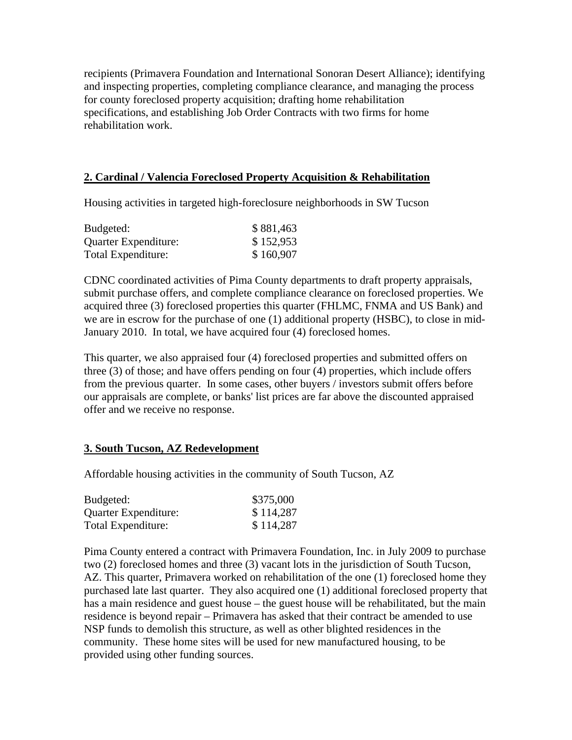recipients (Primavera Foundation and International Sonoran Desert Alliance); identifying and inspecting properties, completing compliance clearance, and managing the process for county foreclosed property acquisition; drafting home rehabilitation specifications, and establishing Job Order Contracts with two firms for home rehabilitation work.

## 2. Cardinal / Valencia Foreclosed Property Acquisition & Rehabilitation

Housing activities in targeted high-foreclosure neighborhoods in SW Tucson

| | |
|---|---|
| Budgeted: | $ 881,463 |
| Quarter Expenditure: | $ 152,953 |
| Total Expenditure: | $ 160,907 |

CDNC coordinated activities of Pima County departments to draft property appraisals, submit purchase offers, and complete compliance clearance on foreclosed properties. We acquired three (3) foreclosed properties this quarter (FHLMC, FNMA and US Bank) and we are in escrow for the purchase of one (1) additional property (HSBC), to close in mid-January 2010. In total, we have acquired four (4) foreclosed homes.

This quarter, we also appraised four (4) foreclosed properties and submitted offers on three (3) of those; and have offers pending on four (4) properties, which include offers from the previous quarter. In some cases, other buyers / investors submit offers before our appraisals are complete, or banks' list prices are far above the discounted appraised offer and we receive no response.

## 3. South Tucson, AZ Redevelopment

Affordable housing activities in the community of South Tucson, AZ

| | |
|---|---|
| Budgeted: | $375,000 |
| Quarter Expenditure: | $ 114,287 |
| Total Expenditure: | $ 114,287 |

Pima County entered a contract with Primavera Foundation, Inc. in July 2009 to purchase two (2) foreclosed homes and three (3) vacant lots in the jurisdiction of South Tucson, AZ. This quarter, Primavera worked on rehabilitation of the one (1) foreclosed home they purchased late last quarter. They also acquired one (1) additional foreclosed property that has a main residence and guest house – the guest house will be rehabilitated, but the main residence is beyond repair – Primavera has asked that their contract be amended to use NSP funds to demolish this structure, as well as other blighted residences in the community. These home sites will be used for new manufactured housing, to be provided using other funding sources.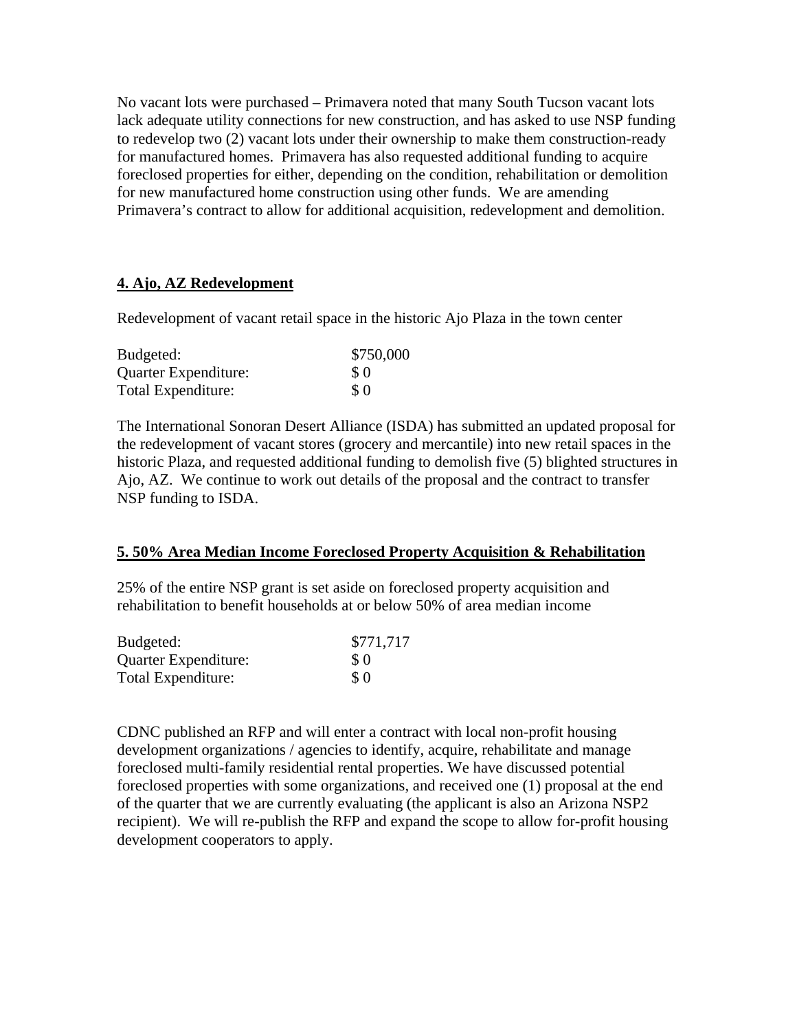No vacant lots were purchased – Primavera noted that many South Tucson vacant lots lack adequate utility connections for new construction, and has asked to use NSP funding to redevelop two (2) vacant lots under their ownership to make them construction-ready for manufactured homes. Primavera has also requested additional funding to acquire foreclosed properties for either, depending on the condition, rehabilitation or demolition for new manufactured home construction using other funds. We are amending Primavera's contract to allow for additional acquisition, redevelopment and demolition.

**4. Ajo, AZ Redevelopment**

Redevelopment of vacant retail space in the historic Ajo Plaza in the town center

| | |
|---|---|
| Budgeted: | $750,000 |
| Quarter Expenditure: | $ 0 |
| Total Expenditure: | $ 0 |

The International Sonoran Desert Alliance (ISDA) has submitted an updated proposal for the redevelopment of vacant stores (grocery and mercantile) into new retail spaces in the historic Plaza, and requested additional funding to demolish five (5) blighted structures in Ajo, AZ. We continue to work out details of the proposal and the contract to transfer NSP funding to ISDA.

**5. 50% Area Median Income Foreclosed Property Acquisition & Rehabilitation**

25% of the entire NSP grant is set aside on foreclosed property acquisition and rehabilitation to benefit households at or below 50% of area median income

| | |
|---|---|
| Budgeted: | $771,717 |
| Quarter Expenditure: | $ 0 |
| Total Expenditure: | $ 0 |

CDNC published an RFP and will enter a contract with local non-profit housing development organizations / agencies to identify, acquire, rehabilitate and manage foreclosed multi-family residential rental properties. We have discussed potential foreclosed properties with some organizations, and received one (1) proposal at the end of the quarter that we are currently evaluating (the applicant is also an Arizona NSP2 recipient). We will re-publish the RFP and expand the scope to allow for-profit housing development cooperators to apply.